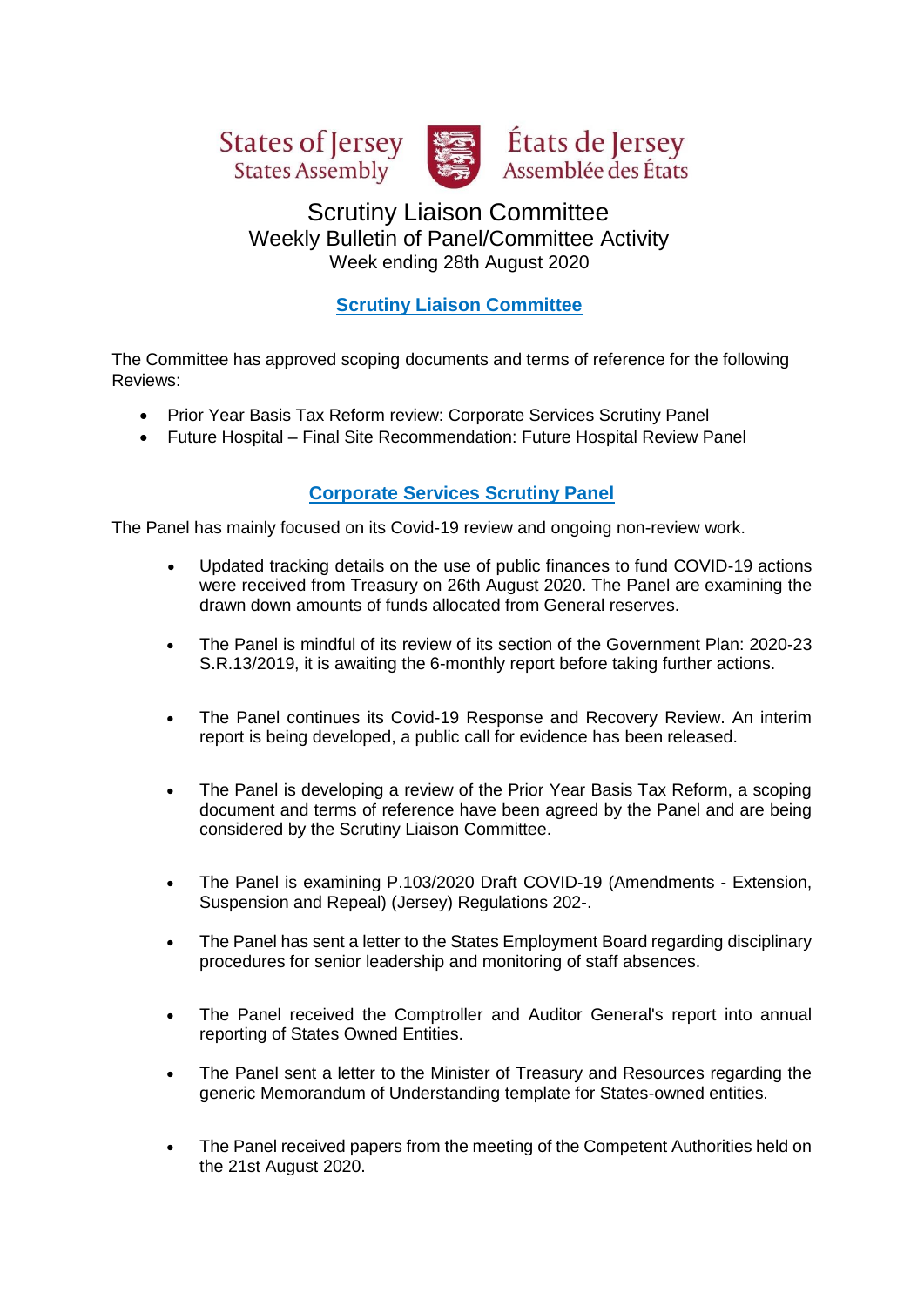States of Jersey
States Assembly

États de Jersey
Assemblée des États

# Scrutiny Liaison Committee

## Weekly Bulletin of Panel/Committee Activity

Week ending 28th August 2020

## Scrutiny Liaison Committee

The Committee has approved scoping documents and terms of reference for the following Reviews:

- Prior Year Basis Tax Reform review: Corporate Services Scrutiny Panel
- Future Hospital – Final Site Recommendation: Future Hospital Review Panel

## Corporate Services Scrutiny Panel

The Panel has mainly focused on its Covid-19 review and ongoing non-review work.

- Updated tracking details on the use of public finances to fund COVID-19 actions were received from Treasury on 26th August 2020. The Panel are examining the drawn down amounts of funds allocated from General reserves.

- The Panel is mindful of its review of its section of the Government Plan: 2020-23 S.R.13/2019, it is awaiting the 6-monthly report before taking further actions.

- The Panel continues its Covid-19 Response and Recovery Review. An interim report is being developed, a public call for evidence has been released.

- The Panel is developing a review of the Prior Year Basis Tax Reform, a scoping document and terms of reference have been agreed by the Panel and are being considered by the Scrutiny Liaison Committee.

- The Panel is examining P.103/2020 Draft COVID-19 (Amendments - Extension, Suspension and Repeal) (Jersey) Regulations 202-.

- The Panel has sent a letter to the States Employment Board regarding disciplinary procedures for senior leadership and monitoring of staff absences.

- The Panel received the Comptroller and Auditor General's report into annual reporting of States Owned Entities.

- The Panel sent a letter to the Minister of Treasury and Resources regarding the generic Memorandum of Understanding template for States-owned entities.

- The Panel received papers from the meeting of the Competent Authorities held on the 21st August 2020.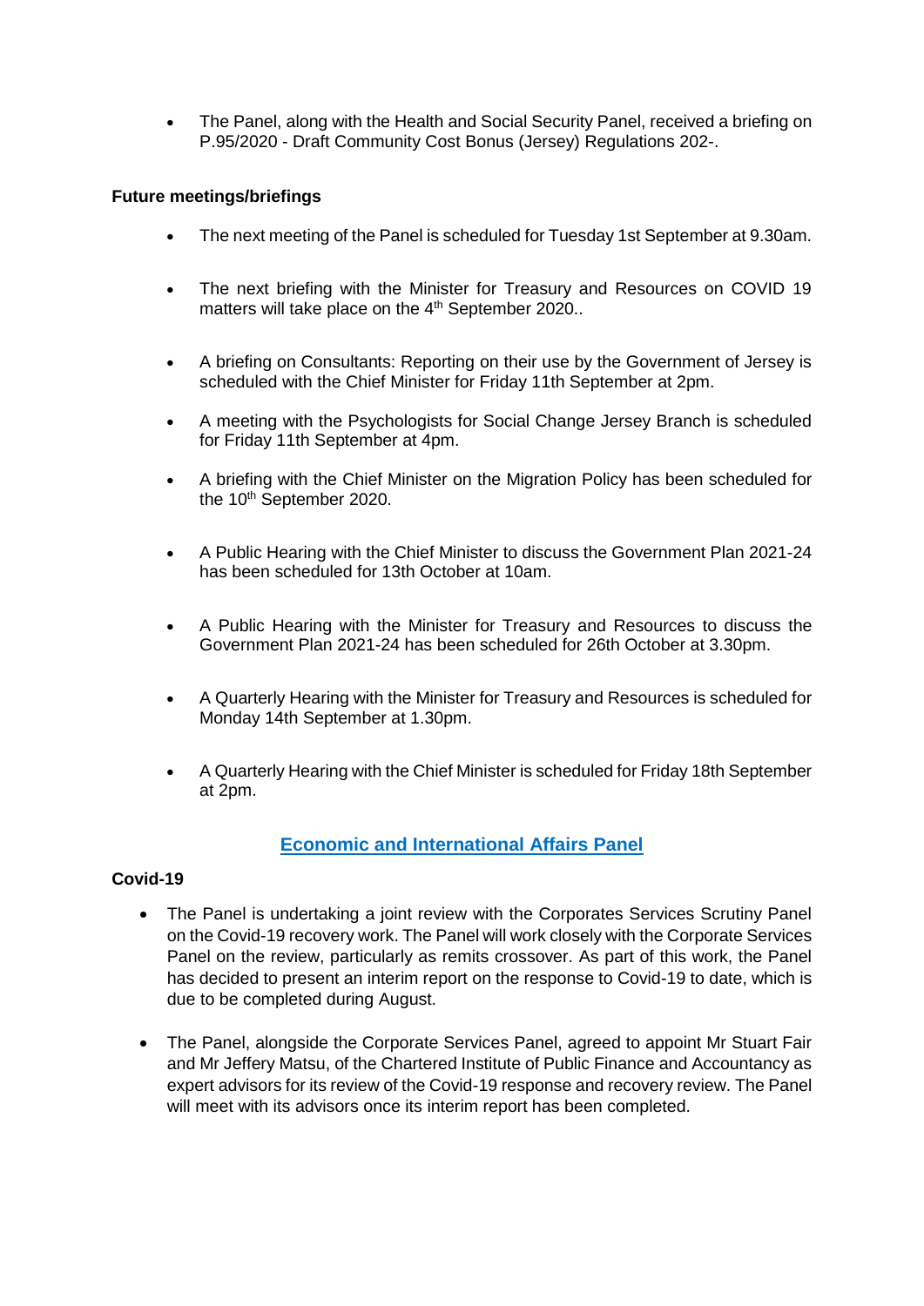- The Panel, along with the Health and Social Security Panel, received a briefing on P.95/2020 - Draft Community Cost Bonus (Jersey) Regulations 202-.

**Future meetings/briefings**

- The next meeting of the Panel is scheduled for Tuesday 1st September at 9.30am.
- The next briefing with the Minister for Treasury and Resources on COVID 19 matters will take place on the 4th September 2020..
- A briefing on Consultants: Reporting on their use by the Government of Jersey is scheduled with the Chief Minister for Friday 11th September at 2pm.
- A meeting with the Psychologists for Social Change Jersey Branch is scheduled for Friday 11th September at 4pm.
- A briefing with the Chief Minister on the Migration Policy has been scheduled for the 10th September 2020.
- A Public Hearing with the Chief Minister to discuss the Government Plan 2021-24 has been scheduled for 13th October at 10am.
- A Public Hearing with the Minister for Treasury and Resources to discuss the Government Plan 2021-24 has been scheduled for 26th October at 3.30pm.
- A Quarterly Hearing with the Minister for Treasury and Resources is scheduled for Monday 14th September at 1.30pm.
- A Quarterly Hearing with the Chief Minister is scheduled for Friday 18th September at 2pm.

## Economic and International Affairs Panel

**Covid-19**

- The Panel is undertaking a joint review with the Corporates Services Scrutiny Panel on the Covid-19 recovery work. The Panel will work closely with the Corporate Services Panel on the review, particularly as remits crossover. As part of this work, the Panel has decided to present an interim report on the response to Covid-19 to date, which is due to be completed during August.
- The Panel, alongside the Corporate Services Panel, agreed to appoint Mr Stuart Fair and Mr Jeffery Matsu, of the Chartered Institute of Public Finance and Accountancy as expert advisors for its review of the Covid-19 response and recovery review. The Panel will meet with its advisors once its interim report has been completed.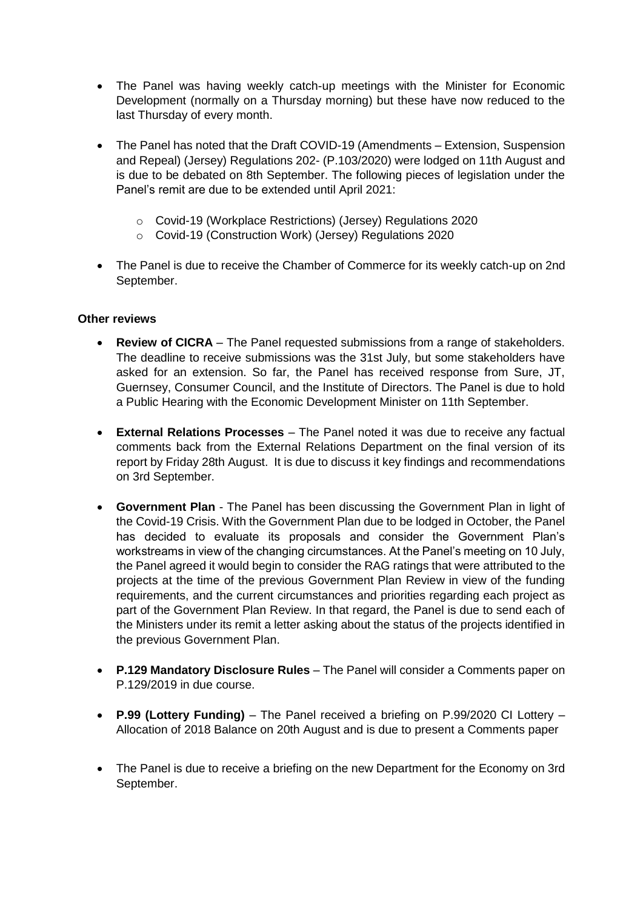- The Panel was having weekly catch-up meetings with the Minister for Economic Development (normally on a Thursday morning) but these have now reduced to the last Thursday of every month.

- The Panel has noted that the Draft COVID-19 (Amendments – Extension, Suspension and Repeal) (Jersey) Regulations 202- (P.103/2020) were lodged on 11th August and is due to be debated on 8th September. The following pieces of legislation under the Panel's remit are due to be extended until April 2021:

  - Covid-19 (Workplace Restrictions) (Jersey) Regulations 2020
  - Covid-19 (Construction Work) (Jersey) Regulations 2020

- The Panel is due to receive the Chamber of Commerce for its weekly catch-up on 2nd September.

**Other reviews**

- **Review of CICRA** – The Panel requested submissions from a range of stakeholders. The deadline to receive submissions was the 31st July, but some stakeholders have asked for an extension. So far, the Panel has received response from Sure, JT, Guernsey, Consumer Council, and the Institute of Directors. The Panel is due to hold a Public Hearing with the Economic Development Minister on 11th September.

- **External Relations Processes** – The Panel noted it was due to receive any factual comments back from the External Relations Department on the final version of its report by Friday 28th August. It is due to discuss it key findings and recommendations on 3rd September.

- **Government Plan** - The Panel has been discussing the Government Plan in light of the Covid-19 Crisis. With the Government Plan due to be lodged in October, the Panel has decided to evaluate its proposals and consider the Government Plan's workstreams in view of the changing circumstances. At the Panel's meeting on 10 July, the Panel agreed it would begin to consider the RAG ratings that were attributed to the projects at the time of the previous Government Plan Review in view of the funding requirements, and the current circumstances and priorities regarding each project as part of the Government Plan Review. In that regard, the Panel is due to send each of the Ministers under its remit a letter asking about the status of the projects identified in the previous Government Plan.

- **P.129 Mandatory Disclosure Rules** – The Panel will consider a Comments paper on P.129/2019 in due course.

- **P.99 (Lottery Funding)** – The Panel received a briefing on P.99/2020 CI Lottery – Allocation of 2018 Balance on 20th August and is due to present a Comments paper

- The Panel is due to receive a briefing on the new Department for the Economy on 3rd September.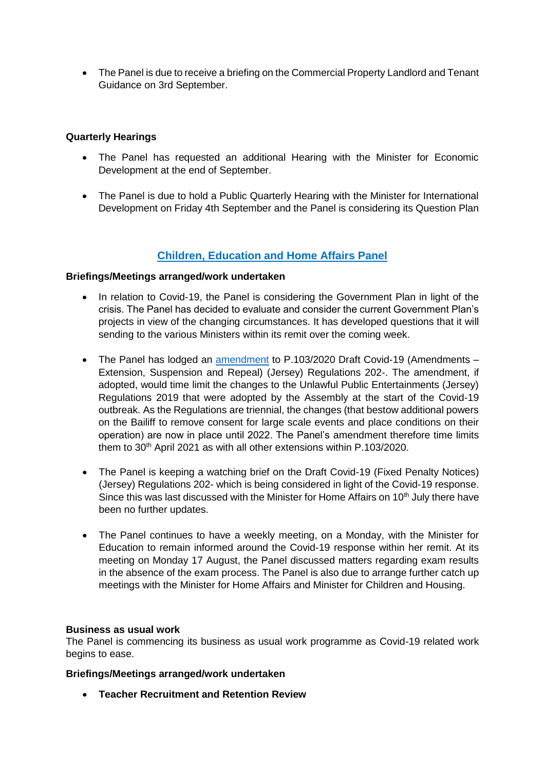- The Panel is due to receive a briefing on the Commercial Property Landlord and Tenant Guidance on 3rd September.

**Quarterly Hearings**

- The Panel has requested an additional Hearing with the Minister for Economic Development at the end of September.
- The Panel is due to hold a Public Quarterly Hearing with the Minister for International Development on Friday 4th September and the Panel is considering its Question Plan

## Children, Education and Home Affairs Panel

**Briefings/Meetings arranged/work undertaken**

- In relation to Covid-19, the Panel is considering the Government Plan in light of the crisis. The Panel has decided to evaluate and consider the current Government Plan's projects in view of the changing circumstances. It has developed questions that it will sending to the various Ministers within its remit over the coming week.
- The Panel has lodged an amendment to P.103/2020 Draft Covid-19 (Amendments – Extension, Suspension and Repeal) (Jersey) Regulations 202-. The amendment, if adopted, would time limit the changes to the Unlawful Public Entertainments (Jersey) Regulations 2019 that were adopted by the Assembly at the start of the Covid-19 outbreak. As the Regulations are triennial, the changes (that bestow additional powers on the Bailiff to remove consent for large scale events and place conditions on their operation) are now in place until 2022. The Panel's amendment therefore time limits them to 30th April 2021 as with all other extensions within P.103/2020.
- The Panel is keeping a watching brief on the Draft Covid-19 (Fixed Penalty Notices) (Jersey) Regulations 202- which is being considered in light of the Covid-19 response. Since this was last discussed with the Minister for Home Affairs on 10th July there have been no further updates.
- The Panel continues to have a weekly meeting, on a Monday, with the Minister for Education to remain informed around the Covid-19 response within her remit. At its meeting on Monday 17 August, the Panel discussed matters regarding exam results in the absence of the exam process. The Panel is also due to arrange further catch up meetings with the Minister for Home Affairs and Minister for Children and Housing.

**Business as usual work**

The Panel is commencing its business as usual work programme as Covid-19 related work begins to ease.

**Briefings/Meetings arranged/work undertaken**

- **Teacher Recruitment and Retention Review**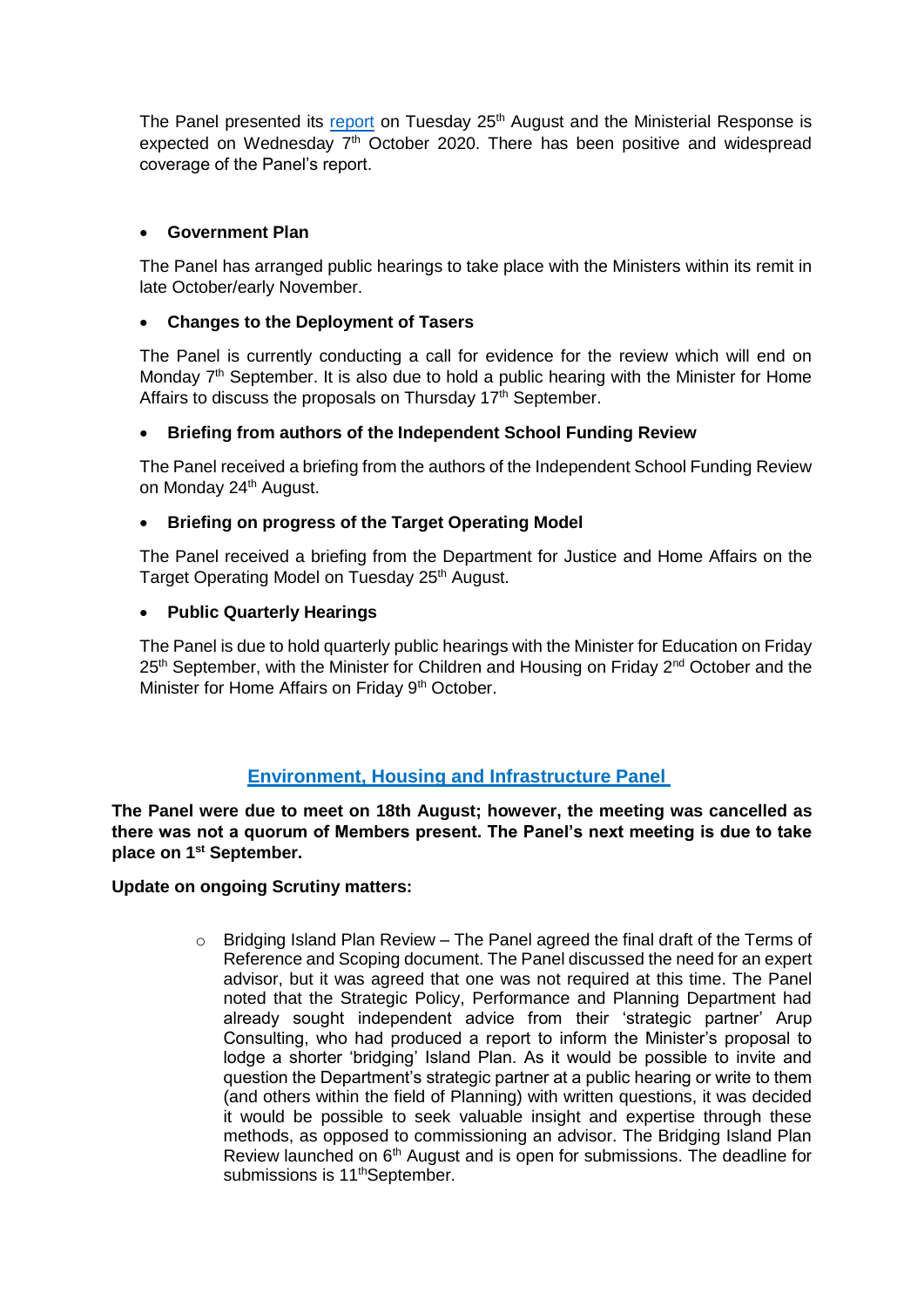The Panel presented its [report](report) on Tuesday 25th August and the Ministerial Response is expected on Wednesday 7th October 2020. There has been positive and widespread coverage of the Panel's report.

- **Government Plan**

The Panel has arranged public hearings to take place with the Ministers within its remit in late October/early November.

- **Changes to the Deployment of Tasers**

The Panel is currently conducting a call for evidence for the review which will end on Monday 7th September. It is also due to hold a public hearing with the Minister for Home Affairs to discuss the proposals on Thursday 17th September.

- **Briefing from authors of the Independent School Funding Review**

The Panel received a briefing from the authors of the Independent School Funding Review on Monday 24th August.

- **Briefing on progress of the Target Operating Model**

The Panel received a briefing from the Department for Justice and Home Affairs on the Target Operating Model on Tuesday 25th August.

- **Public Quarterly Hearings**

The Panel is due to hold quarterly public hearings with the Minister for Education on Friday 25th September, with the Minister for Children and Housing on Friday 2nd October and the Minister for Home Affairs on Friday 9th October.

## Environment, Housing and Infrastructure Panel

**The Panel were due to meet on 18th August; however, the meeting was cancelled as there was not a quorum of Members present. The Panel's next meeting is due to take place on 1st September.**

**Update on ongoing Scrutiny matters:**

- Bridging Island Plan Review – The Panel agreed the final draft of the Terms of Reference and Scoping document. The Panel discussed the need for an expert advisor, but it was agreed that one was not required at this time. The Panel noted that the Strategic Policy, Performance and Planning Department had already sought independent advice from their 'strategic partner' Arup Consulting, who had produced a report to inform the Minister's proposal to lodge a shorter 'bridging' Island Plan. As it would be possible to invite and question the Department's strategic partner at a public hearing or write to them (and others within the field of Planning) with written questions, it was decided it would be possible to seek valuable insight and expertise through these methods, as opposed to commissioning an advisor. The Bridging Island Plan Review launched on 6th August and is open for submissions. The deadline for submissions is 11th September.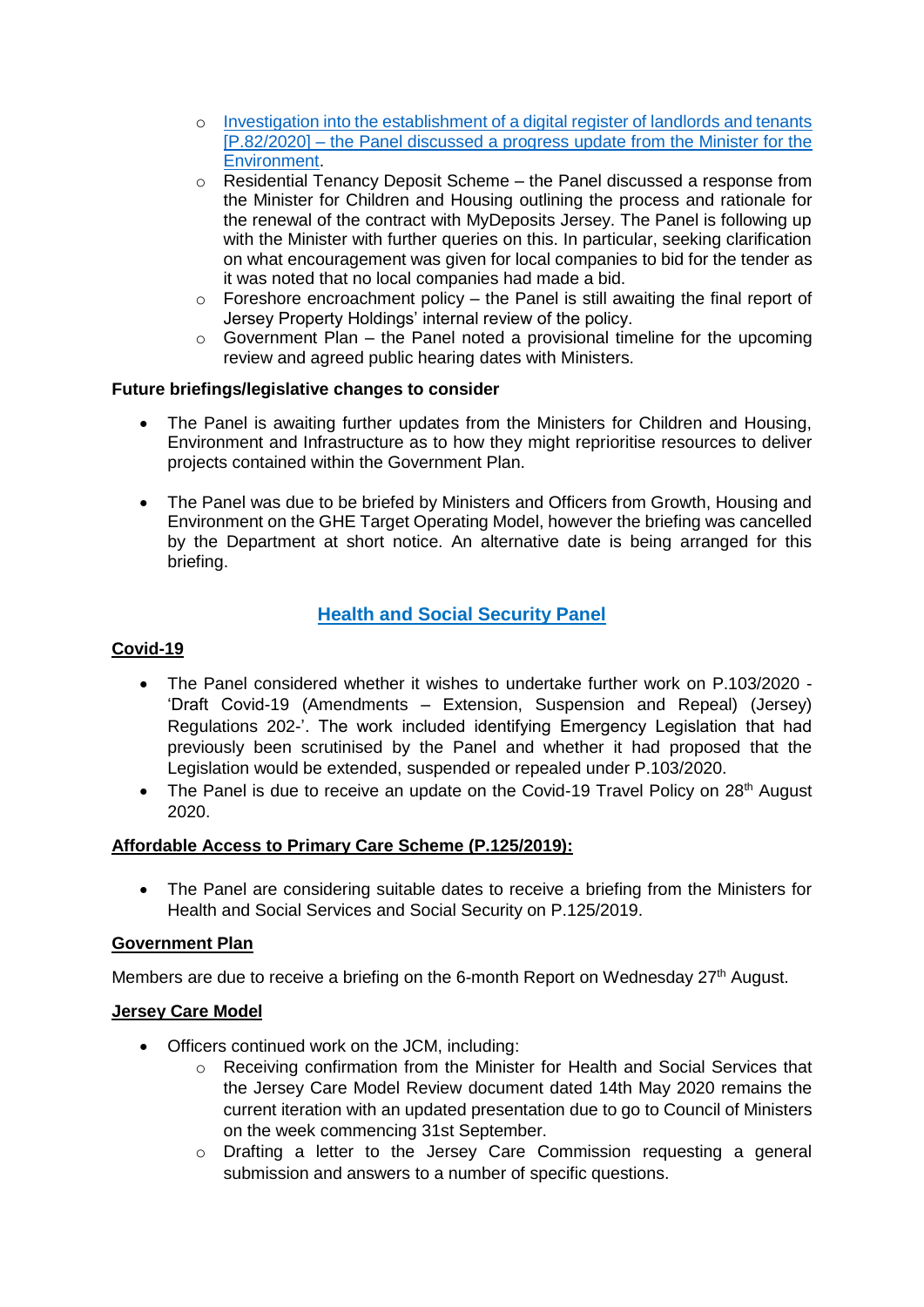- Investigation into the establishment of a digital register of landlords and tenants [P.82/2020] – the Panel discussed a progress update from the Minister for the Environment.
  - Residential Tenancy Deposit Scheme – the Panel discussed a response from the Minister for Children and Housing outlining the process and rationale for the renewal of the contract with MyDeposits Jersey. The Panel is following up with the Minister with further queries on this. In particular, seeking clarification on what encouragement was given for local companies to bid for the tender as it was noted that no local companies had made a bid.
  - Foreshore encroachment policy – the Panel is still awaiting the final report of Jersey Property Holdings' internal review of the policy.
  - Government Plan – the Panel noted a provisional timeline for the upcoming review and agreed public hearing dates with Ministers.

**Future briefings/legislative changes to consider**

- The Panel is awaiting further updates from the Ministers for Children and Housing, Environment and Infrastructure as to how they might reprioritise resources to deliver projects contained within the Government Plan.

- The Panel was due to be briefed by Ministers and Officers from Growth, Housing and Environment on the GHE Target Operating Model, however the briefing was cancelled by the Department at short notice. An alternative date is being arranged for this briefing.

## Health and Social Security Panel

**Covid-19**

- The Panel considered whether it wishes to undertake further work on P.103/2020 - 'Draft Covid-19 (Amendments – Extension, Suspension and Repeal) (Jersey) Regulations 202-'. The work included identifying Emergency Legislation that had previously been scrutinised by the Panel and whether it had proposed that the Legislation would be extended, suspended or repealed under P.103/2020.
- The Panel is due to receive an update on the Covid-19 Travel Policy on 28th August 2020.

**Affordable Access to Primary Care Scheme (P.125/2019):**

- The Panel are considering suitable dates to receive a briefing from the Ministers for Health and Social Services and Social Security on P.125/2019.

**Government Plan**

Members are due to receive a briefing on the 6-month Report on Wednesday 27th August.

**Jersey Care Model**

- Officers continued work on the JCM, including:
  - Receiving confirmation from the Minister for Health and Social Services that the Jersey Care Model Review document dated 14th May 2020 remains the current iteration with an updated presentation due to go to Council of Ministers on the week commencing 31st September.
  - Drafting a letter to the Jersey Care Commission requesting a general submission and answers to a number of specific questions.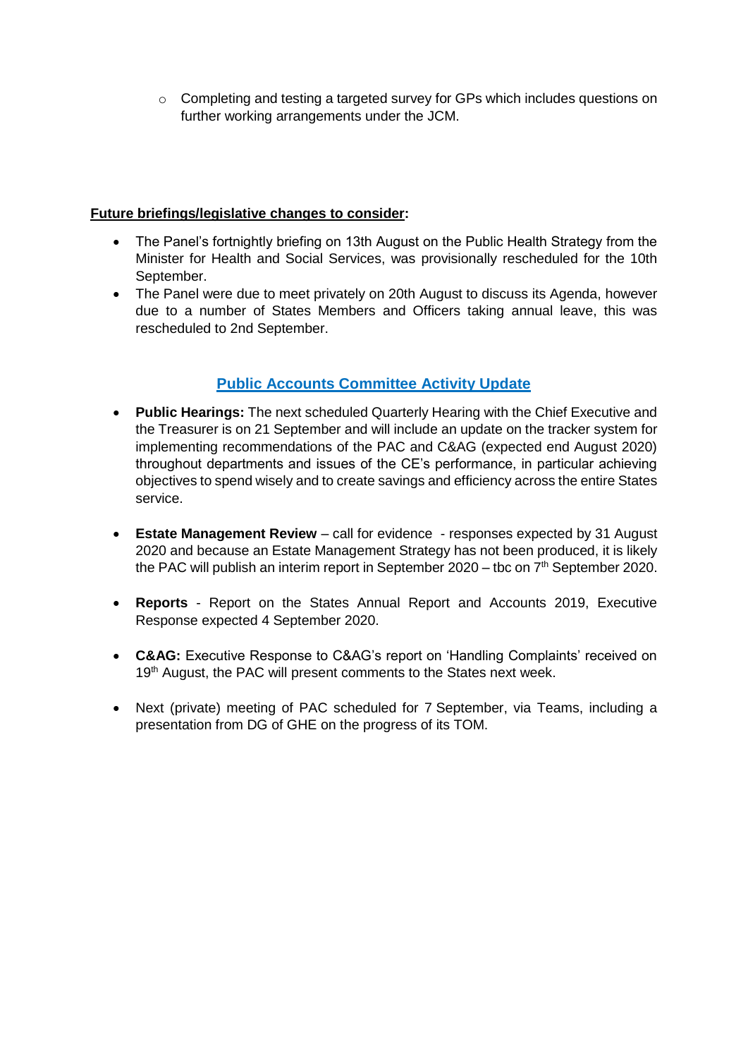- Completing and testing a targeted survey for GPs which includes questions on further working arrangements under the JCM.

**Future briefings/legislative changes to consider:**

- The Panel's fortnightly briefing on 13th August on the Public Health Strategy from the Minister for Health and Social Services, was provisionally rescheduled for the 10th September.
- The Panel were due to meet privately on 20th August to discuss its Agenda, however due to a number of States Members and Officers taking annual leave, this was rescheduled to 2nd September.

## Public Accounts Committee Activity Update

- **Public Hearings:** The next scheduled Quarterly Hearing with the Chief Executive and the Treasurer is on 21 September and will include an update on the tracker system for implementing recommendations of the PAC and C&AG (expected end August 2020) throughout departments and issues of the CE's performance, in particular achieving objectives to spend wisely and to create savings and efficiency across the entire States service.

- **Estate Management Review** – call for evidence - responses expected by 31 August 2020 and because an Estate Management Strategy has not been produced, it is likely the PAC will publish an interim report in September 2020 – tbc on 7th September 2020.

- **Reports** - Report on the States Annual Report and Accounts 2019, Executive Response expected 4 September 2020.

- **C&AG:** Executive Response to C&AG's report on 'Handling Complaints' received on 19th August, the PAC will present comments to the States next week.

- Next (private) meeting of PAC scheduled for 7 September, via Teams, including a presentation from DG of GHE on the progress of its TOM.